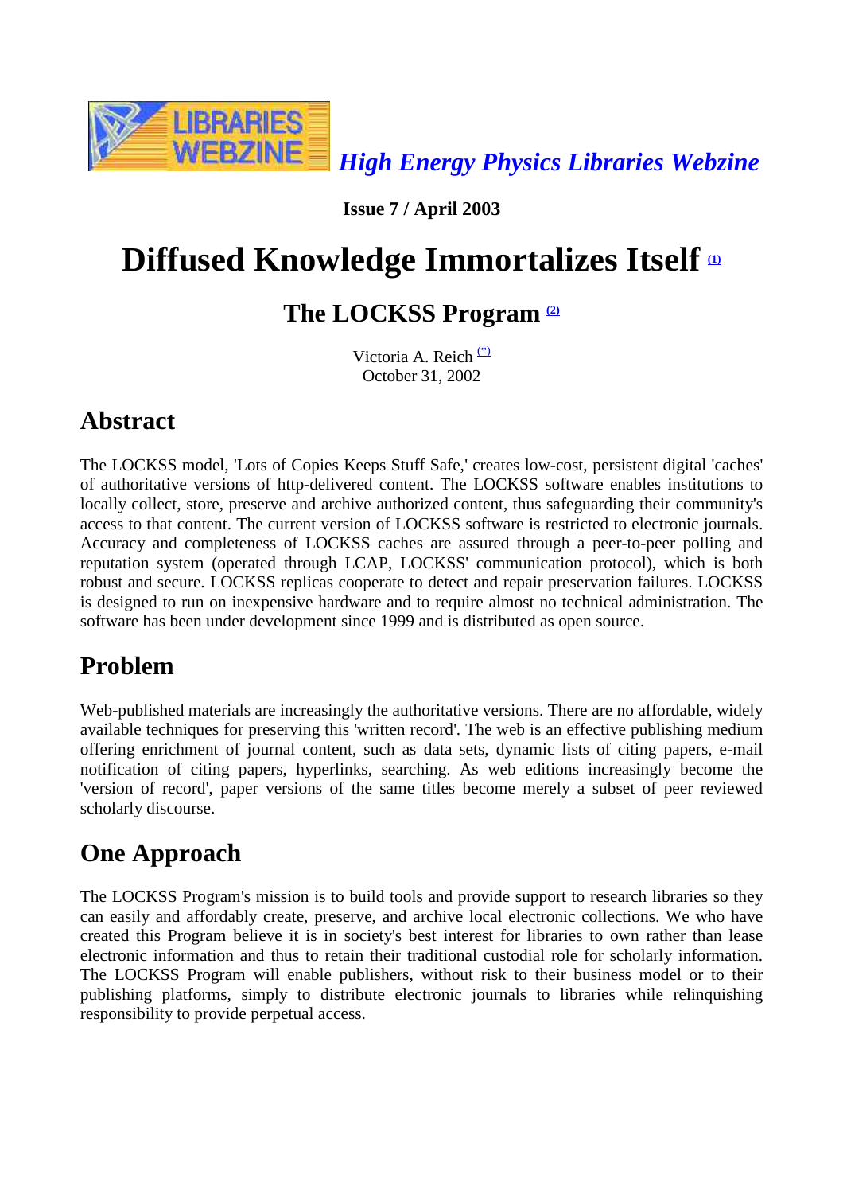*High Energy Physics Libraries Webzine*

**Issue 7 / April 2003**

# Diffused Knowledge Immortalizes Itself [(1)]

## The LOCKSS Program [(2)]

Victoria A. Reich [(*)]
October 31, 2002

## Abstract

The LOCKSS model, 'Lots of Copies Keeps Stuff Safe,' creates low-cost, persistent digital 'caches' of authoritative versions of http-delivered content. The LOCKSS software enables institutions to locally collect, store, preserve and archive authorized content, thus safeguarding their community's access to that content. The current version of LOCKSS software is restricted to electronic journals. Accuracy and completeness of LOCKSS caches are assured through a peer-to-peer polling and reputation system (operated through LCAP, LOCKSS' communication protocol), which is both robust and secure. LOCKSS replicas cooperate to detect and repair preservation failures. LOCKSS is designed to run on inexpensive hardware and to require almost no technical administration. The software has been under development since 1999 and is distributed as open source.

## Problem

Web-published materials are increasingly the authoritative versions. There are no affordable, widely available techniques for preserving this 'written record'. The web is an effective publishing medium offering enrichment of journal content, such as data sets, dynamic lists of citing papers, e-mail notification of citing papers, hyperlinks, searching. As web editions increasingly become the 'version of record', paper versions of the same titles become merely a subset of peer reviewed scholarly discourse.

## One Approach

The LOCKSS Program's mission is to build tools and provide support to research libraries so they can easily and affordably create, preserve, and archive local electronic collections. We who have created this Program believe it is in society's best interest for libraries to own rather than lease electronic information and thus to retain their traditional custodial role for scholarly information. The LOCKSS Program will enable publishers, without risk to their business model or to their publishing platforms, simply to distribute electronic journals to libraries while relinquishing responsibility to provide perpetual access.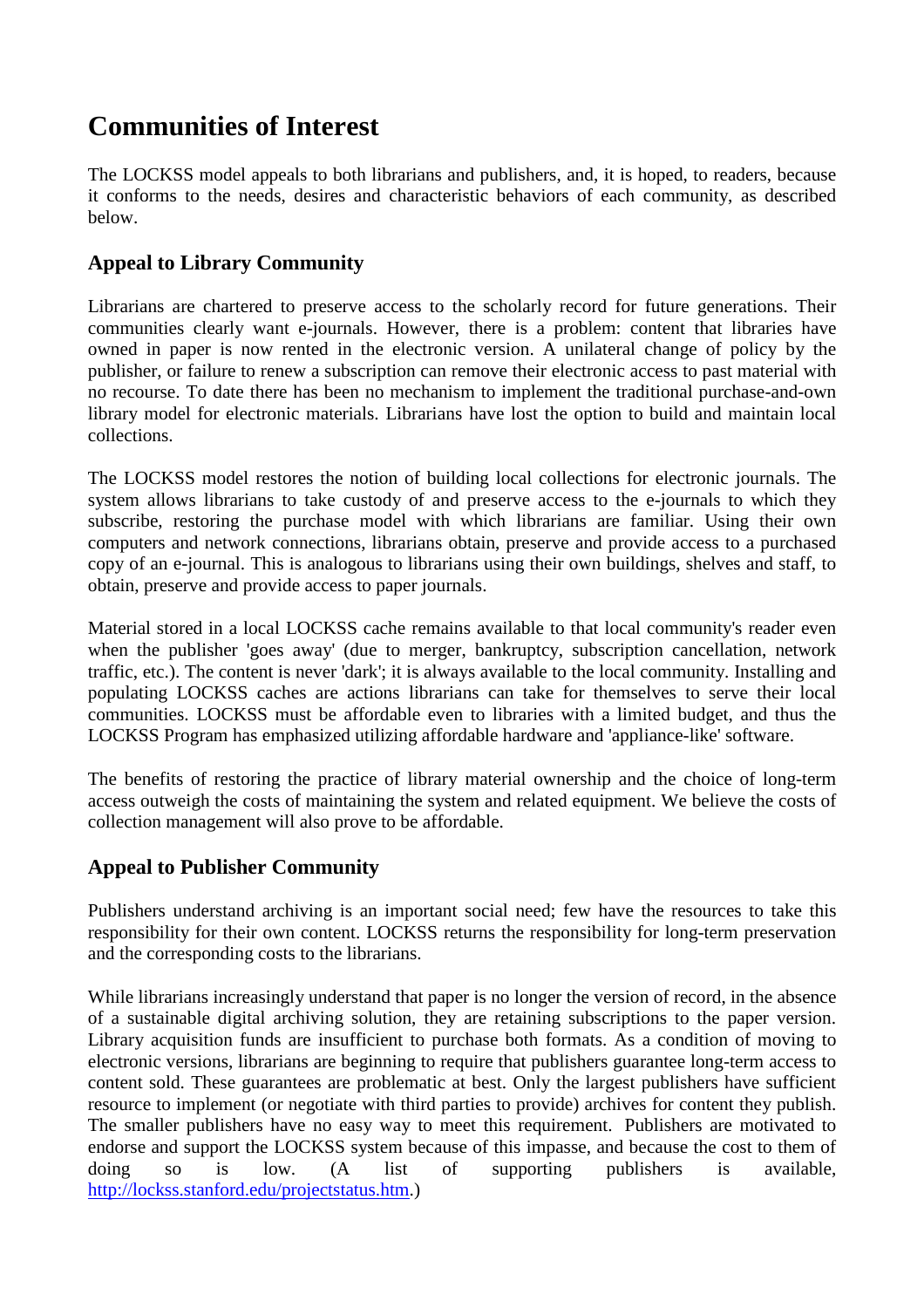# Communities of Interest

The LOCKSS model appeals to both librarians and publishers, and, it is hoped, to readers, because it conforms to the needs, desires and characteristic behaviors of each community, as described below.

## Appeal to Library Community

Librarians are chartered to preserve access to the scholarly record for future generations. Their communities clearly want e-journals. However, there is a problem: content that libraries have owned in paper is now rented in the electronic version. A unilateral change of policy by the publisher, or failure to renew a subscription can remove their electronic access to past material with no recourse. To date there has been no mechanism to implement the traditional purchase-and-own library model for electronic materials. Librarians have lost the option to build and maintain local collections.

The LOCKSS model restores the notion of building local collections for electronic journals. The system allows librarians to take custody of and preserve access to the e-journals to which they subscribe, restoring the purchase model with which librarians are familiar. Using their own computers and network connections, librarians obtain, preserve and provide access to a purchased copy of an e-journal. This is analogous to librarians using their own buildings, shelves and staff, to obtain, preserve and provide access to paper journals.

Material stored in a local LOCKSS cache remains available to that local community's reader even when the publisher 'goes away' (due to merger, bankruptcy, subscription cancellation, network traffic, etc.). The content is never 'dark'; it is always available to the local community. Installing and populating LOCKSS caches are actions librarians can take for themselves to serve their local communities. LOCKSS must be affordable even to libraries with a limited budget, and thus the LOCKSS Program has emphasized utilizing affordable hardware and 'appliance-like' software.

The benefits of restoring the practice of library material ownership and the choice of long-term access outweigh the costs of maintaining the system and related equipment. We believe the costs of collection management will also prove to be affordable.

## Appeal to Publisher Community

Publishers understand archiving is an important social need; few have the resources to take this responsibility for their own content. LOCKSS returns the responsibility for long-term preservation and the corresponding costs to the librarians.

While librarians increasingly understand that paper is no longer the version of record, in the absence of a sustainable digital archiving solution, they are retaining subscriptions to the paper version. Library acquisition funds are insufficient to purchase both formats. As a condition of moving to electronic versions, librarians are beginning to require that publishers guarantee long-term access to content sold. These guarantees are problematic at best. Only the largest publishers have sufficient resource to implement (or negotiate with third parties to provide) archives for content they publish. The smaller publishers have no easy way to meet this requirement. Publishers are motivated to endorse and support the LOCKSS system because of this impasse, and because the cost to them of doing so is low. (A list of supporting publishers is available, http://lockss.stanford.edu/projectstatus.htm.)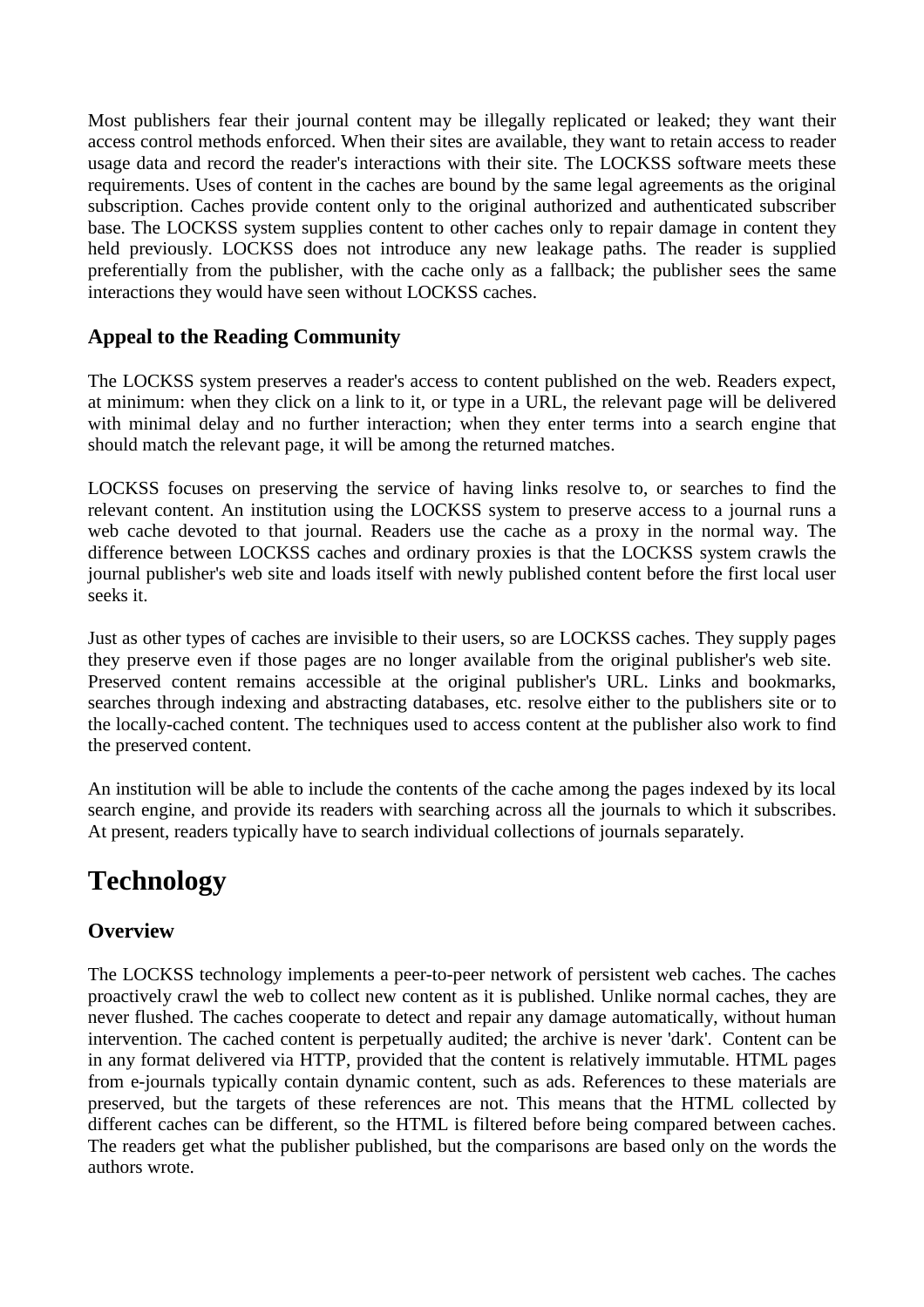Most publishers fear their journal content may be illegally replicated or leaked; they want their access control methods enforced. When their sites are available, they want to retain access to reader usage data and record the reader's interactions with their site. The LOCKSS software meets these requirements. Uses of content in the caches are bound by the same legal agreements as the original subscription. Caches provide content only to the original authorized and authenticated subscriber base. The LOCKSS system supplies content to other caches only to repair damage in content they held previously. LOCKSS does not introduce any new leakage paths. The reader is supplied preferentially from the publisher, with the cache only as a fallback; the publisher sees the same interactions they would have seen without LOCKSS caches.

### Appeal to the Reading Community

The LOCKSS system preserves a reader's access to content published on the web. Readers expect, at minimum: when they click on a link to it, or type in a URL, the relevant page will be delivered with minimal delay and no further interaction; when they enter terms into a search engine that should match the relevant page, it will be among the returned matches.

LOCKSS focuses on preserving the service of having links resolve to, or searches to find the relevant content. An institution using the LOCKSS system to preserve access to a journal runs a web cache devoted to that journal. Readers use the cache as a proxy in the normal way. The difference between LOCKSS caches and ordinary proxies is that the LOCKSS system crawls the journal publisher's web site and loads itself with newly published content before the first local user seeks it.

Just as other types of caches are invisible to their users, so are LOCKSS caches. They supply pages they preserve even if those pages are no longer available from the original publisher's web site. Preserved content remains accessible at the original publisher's URL. Links and bookmarks, searches through indexing and abstracting databases, etc. resolve either to the publishers site or to the locally-cached content. The techniques used to access content at the publisher also work to find the preserved content.

An institution will be able to include the contents of the cache among the pages indexed by its local search engine, and provide its readers with searching across all the journals to which it subscribes. At present, readers typically have to search individual collections of journals separately.

## Technology

### Overview

The LOCKSS technology implements a peer-to-peer network of persistent web caches. The caches proactively crawl the web to collect new content as it is published. Unlike normal caches, they are never flushed. The caches cooperate to detect and repair any damage automatically, without human intervention. The cached content is perpetually audited; the archive is never 'dark'. Content can be in any format delivered via HTTP, provided that the content is relatively immutable. HTML pages from e-journals typically contain dynamic content, such as ads. References to these materials are preserved, but the targets of these references are not. This means that the HTML collected by different caches can be different, so the HTML is filtered before being compared between caches. The readers get what the publisher published, but the comparisons are based only on the words the authors wrote.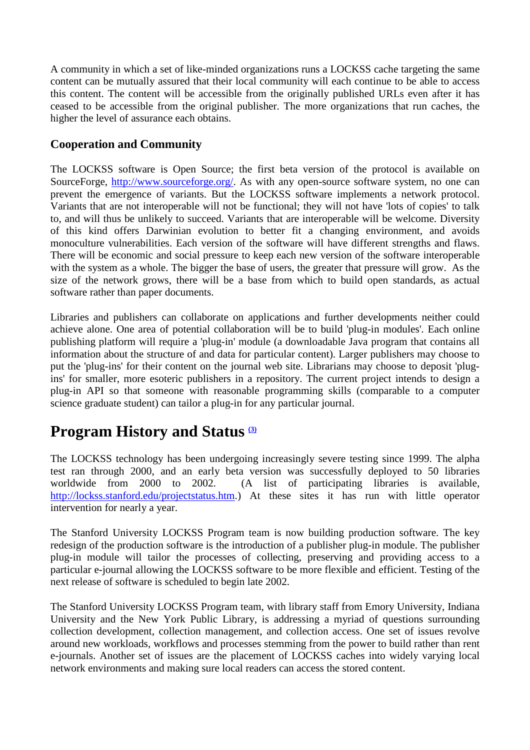A community in which a set of like-minded organizations runs a LOCKSS cache targeting the same content can be mutually assured that their local community will each continue to be able to access this content. The content will be accessible from the originally published URLs even after it has ceased to be accessible from the original publisher. The more organizations that run caches, the higher the level of assurance each obtains.

### Cooperation and Community

The LOCKSS software is Open Source; the first beta version of the protocol is available on SourceForge, http://www.sourceforge.org/. As with any open-source software system, no one can prevent the emergence of variants. But the LOCKSS software implements a network protocol. Variants that are not interoperable will not be functional; they will not have 'lots of copies' to talk to, and will thus be unlikely to succeed. Variants that are interoperable will be welcome. Diversity of this kind offers Darwinian evolution to better fit a changing environment, and avoids monoculture vulnerabilities. Each version of the software will have different strengths and flaws. There will be economic and social pressure to keep each new version of the software interoperable with the system as a whole. The bigger the base of users, the greater that pressure will grow. As the size of the network grows, there will be a base from which to build open standards, as actual software rather than paper documents.

Libraries and publishers can collaborate on applications and further developments neither could achieve alone. One area of potential collaboration will be to build 'plug-in modules'. Each online publishing platform will require a 'plug-in' module (a downloadable Java program that contains all information about the structure of and data for particular content). Larger publishers may choose to put the 'plug-ins' for their content on the journal web site. Librarians may choose to deposit 'plug-ins' for smaller, more esoteric publishers in a repository. The current project intends to design a plug-in API so that someone with reasonable programming skills (comparable to a computer science graduate student) can tailor a plug-in for any particular journal.

## Program History and Status [3]

The LOCKSS technology has been undergoing increasingly severe testing since 1999. The alpha test ran through 2000, and an early beta version was successfully deployed to 50 libraries worldwide from 2000 to 2002. (A list of participating libraries is available, http://lockss.stanford.edu/projectstatus.htm.) At these sites it has run with little operator intervention for nearly a year.

The Stanford University LOCKSS Program team is now building production software. The key redesign of the production software is the introduction of a publisher plug-in module. The publisher plug-in module will tailor the processes of collecting, preserving and providing access to a particular e-journal allowing the LOCKSS software to be more flexible and efficient. Testing of the next release of software is scheduled to begin late 2002.

The Stanford University LOCKSS Program team, with library staff from Emory University, Indiana University and the New York Public Library, is addressing a myriad of questions surrounding collection development, collection management, and collection access. One set of issues revolve around new workloads, workflows and processes stemming from the power to build rather than rent e-journals. Another set of issues are the placement of LOCKSS caches into widely varying local network environments and making sure local readers can access the stored content.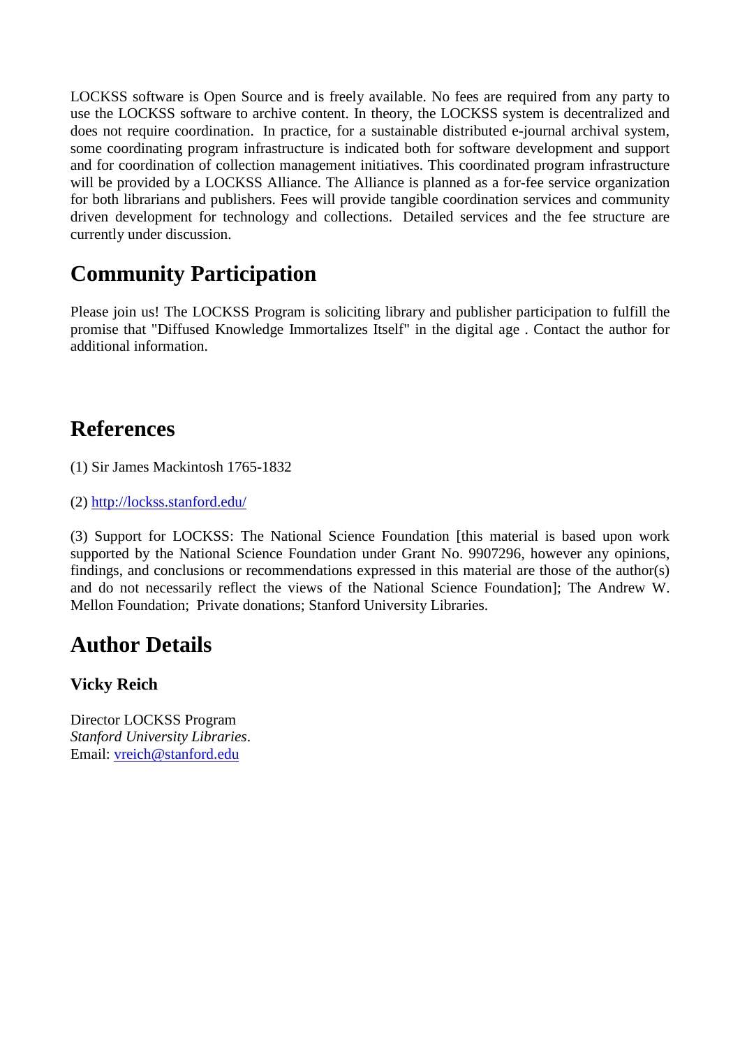LOCKSS software is Open Source and is freely available. No fees are required from any party to use the LOCKSS software to archive content. In theory, the LOCKSS system is decentralized and does not require coordination. In practice, for a sustainable distributed e-journal archival system, some coordinating program infrastructure is indicated both for software development and support and for coordination of collection management initiatives. This coordinated program infrastructure will be provided by a LOCKSS Alliance. The Alliance is planned as a for-fee service organization for both librarians and publishers. Fees will provide tangible coordination services and community driven development for technology and collections. Detailed services and the fee structure are currently under discussion.

## Community Participation

Please join us! The LOCKSS Program is soliciting library and publisher participation to fulfill the promise that "Diffused Knowledge Immortalizes Itself" in the digital age . Contact the author for additional information.

## References

(1) Sir James Mackintosh 1765-1832

(2) [http://lockss.stanford.edu/](http://lockss.stanford.edu/)

(3) Support for LOCKSS: The National Science Foundation [this material is based upon work supported by the National Science Foundation under Grant No. 9907296, however any opinions, findings, and conclusions or recommendations expressed in this material are those of the author(s) and do not necessarily reflect the views of the National Science Foundation]; The Andrew W. Mellon Foundation; Private donations; Stanford University Libraries.

## Author Details

### Vicky Reich

Director LOCKSS Program
*Stanford University Libraries*.
Email: [vreich@stanford.edu](mailto:vreich@stanford.edu)